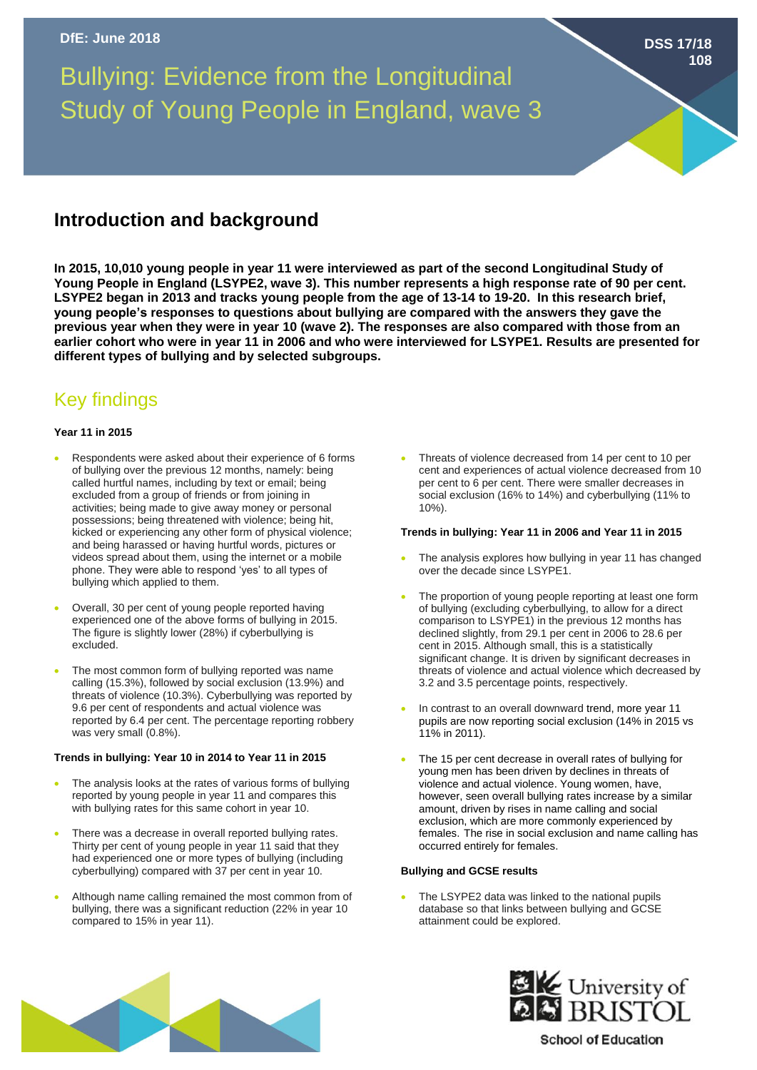DfE: June 2018

DSS 17/18 108

# Bullying: Evidence from the Longitudinal Study of Young People in England, wave 3

## Introduction and background

**In 2015, 10,010 young people in year 11 were interviewed as part of the second Longitudinal Study of Young People in England (LSYPE2, wave 3). This number represents a high response rate of 90 per cent. LSYPE2 began in 2013 and tracks young people from the age of 13-14 to 19-20. In this research brief, young people's responses to questions about bullying are compared with the answers they gave the previous year when they were in year 10 (wave 2). The responses are also compared with those from an earlier cohort who were in year 11 in 2006 and who were interviewed for LSYPE1. Results are presented for different types of bullying and by selected subgroups.**

## Key findings

**Year 11 in 2015**

- Respondents were asked about their experience of 6 forms of bullying over the previous 12 months, namely: being called hurtful names, including by text or email; being excluded from a group of friends or from joining in activities; being made to give away money or personal possessions; being threatened with violence; being hit, kicked or experiencing any other form of physical violence; and being harassed or having hurtful words, pictures or videos spread about them, using the internet or a mobile phone. They were able to respond 'yes' to all types of bullying which applied to them.
- Overall, 30 per cent of young people reported having experienced one of the above forms of bullying in 2015. The figure is slightly lower (28%) if cyberbullying is excluded.
- The most common form of bullying reported was name calling (15.3%), followed by social exclusion (13.9%) and threats of violence (10.3%). Cyberbullying was reported by 9.6 per cent of respondents and actual violence was reported by 6.4 per cent. The percentage reporting robbery was very small (0.8%).

**Trends in bullying: Year 10 in 2014 to Year 11 in 2015**

- The analysis looks at the rates of various forms of bullying reported by young people in year 11 and compares this with bullying rates for this same cohort in year 10.
- There was a decrease in overall reported bullying rates. Thirty per cent of young people in year 11 said that they had experienced one or more types of bullying (including cyberbullying) compared with 37 per cent in year 10.
- Although name calling remained the most common from of bullying, there was a significant reduction (22% in year 10 compared to 15% in year 11).
- Threats of violence decreased from 14 per cent to 10 per cent and experiences of actual violence decreased from 10 per cent to 6 per cent. There were smaller decreases in social exclusion (16% to 14%) and cyberbullying (11% to 10%).

**Trends in bullying: Year 11 in 2006 and Year 11 in 2015**

- The analysis explores how bullying in year 11 has changed over the decade since LSYPE1.
- The proportion of young people reporting at least one form of bullying (excluding cyberbullying, to allow for a direct comparison to LSYPE1) in the previous 12 months has declined slightly, from 29.1 per cent in 2006 to 28.6 per cent in 2015. Although small, this is a statistically significant change. It is driven by significant decreases in threats of violence and actual violence which decreased by 3.2 and 3.5 percentage points, respectively.
- In contrast to an overall downward trend, more year 11 pupils are now reporting social exclusion (14% in 2015 vs 11% in 2011).
- The 15 per cent decrease in overall rates of bullying for young men has been driven by declines in threats of violence and actual violence. Young women, have, however, seen overall bullying rates increase by a similar amount, driven by rises in name calling and social exclusion, which are more commonly experienced by females. The rise in social exclusion and name calling has occurred entirely for females.

**Bullying and GCSE results**

- The LSYPE2 data was linked to the national pupils database so that links between bullying and GCSE attainment could be explored.

University of Bristol School of Education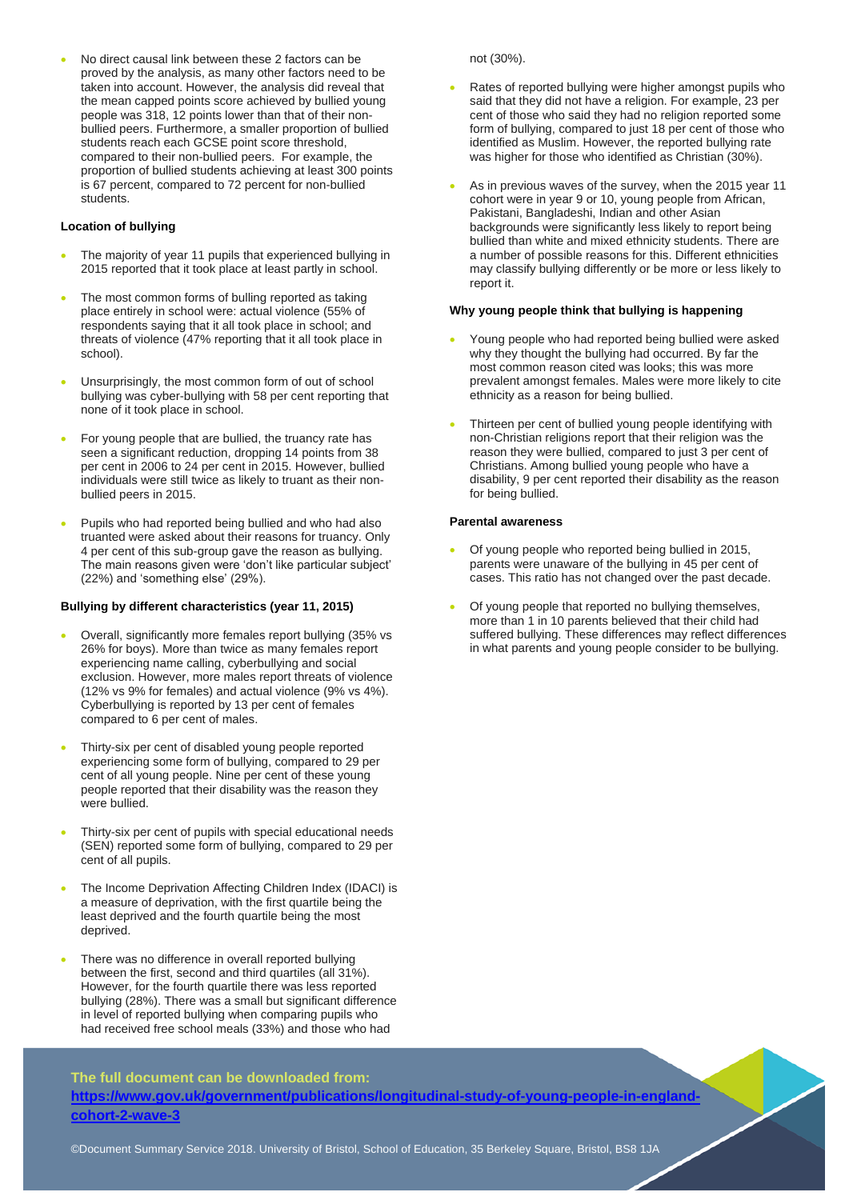- No direct causal link between these 2 factors can be proved by the analysis, as many other factors need to be taken into account. However, the analysis did reveal that the mean capped points score achieved by bullied young people was 318, 12 points lower than that of their non-bullied peers. Furthermore, a smaller proportion of bullied students reach each GCSE point score threshold, compared to their non-bullied peers. For example, the proportion of bullied students achieving at least 300 points is 67 percent, compared to 72 percent for non-bullied students.

**Location of bullying**

- The majority of year 11 pupils that experienced bullying in 2015 reported that it took place at least partly in school.
- The most common forms of bulling reported as taking place entirely in school were: actual violence (55% of respondents saying that it all took place in school; and threats of violence (47% reporting that it all took place in school).
- Unsurprisingly, the most common form of out of school bullying was cyber-bullying with 58 per cent reporting that none of it took place in school.
- For young people that are bullied, the truancy rate has seen a significant reduction, dropping 14 points from 38 per cent in 2006 to 24 per cent in 2015. However, bullied individuals were still twice as likely to truant as their non-bullied peers in 2015.
- Pupils who had reported being bullied and who had also truanted were asked about their reasons for truancy. Only 4 per cent of this sub-group gave the reason as bullying. The main reasons given were 'don't like particular subject' (22%) and 'something else' (29%).

**Bullying by different characteristics (year 11, 2015)**

- Overall, significantly more females report bullying (35% vs 26% for boys). More than twice as many females report experiencing name calling, cyberbullying and social exclusion. However, more males report threats of violence (12% vs 9% for females) and actual violence (9% vs 4%). Cyberbullying is reported by 13 per cent of females compared to 6 per cent of males.
- Thirty-six per cent of disabled young people reported experiencing some form of bullying, compared to 29 per cent of all young people. Nine per cent of these young people reported that their disability was the reason they were bullied.
- Thirty-six per cent of pupils with special educational needs (SEN) reported some form of bullying, compared to 29 per cent of all pupils.
- The Income Deprivation Affecting Children Index (IDACI) is a measure of deprivation, with the first quartile being the least deprived and the fourth quartile being the most deprived.
- There was no difference in overall reported bullying between the first, second and third quartiles (all 31%). However, for the fourth quartile there was less reported bullying (28%). There was a small but significant difference in level of reported bullying when comparing pupils who had received free school meals (33%) and those who had not (30%).
- Rates of reported bullying were higher amongst pupils who said that they did not have a religion. For example, 23 per cent of those who said they had no religion reported some form of bullying, compared to just 18 per cent of those who identified as Muslim. However, the reported bullying rate was higher for those who identified as Christian (30%).
- As in previous waves of the survey, when the 2015 year 11 cohort were in year 9 or 10, young people from African, Pakistani, Bangladeshi, Indian and other Asian backgrounds were significantly less likely to report being bullied than white and mixed ethnicity students. There are a number of possible reasons for this. Different ethnicities may classify bullying differently or be more or less likely to report it.

**Why young people think that bullying is happening**

- Young people who had reported being bullied were asked why they thought the bullying had occurred. By far the most common reason cited was looks; this was more prevalent amongst females. Males were more likely to cite ethnicity as a reason for being bullied.
- Thirteen per cent of bullied young people identifying with non-Christian religions report that their religion was the reason they were bullied, compared to just 3 per cent of Christians. Among bullied young people who have a disability, 9 per cent reported their disability as the reason for being bullied.

**Parental awareness**

- Of young people who reported being bullied in 2015, parents were unaware of the bullying in 45 per cent of cases. This ratio has not changed over the past decade.
- Of young people that reported no bullying themselves, more than 1 in 10 parents believed that their child had suffered bullying. These differences may reflect differences in what parents and young people consider to be bullying.

**The full document can be downloaded from:**
**https://www.gov.uk/government/publications/longitudinal-study-of-young-people-in-england-cohort-2-wave-3**

©Document Summary Service 2018. University of Bristol, School of Education, 35 Berkeley Square, Bristol, BS8 1JA